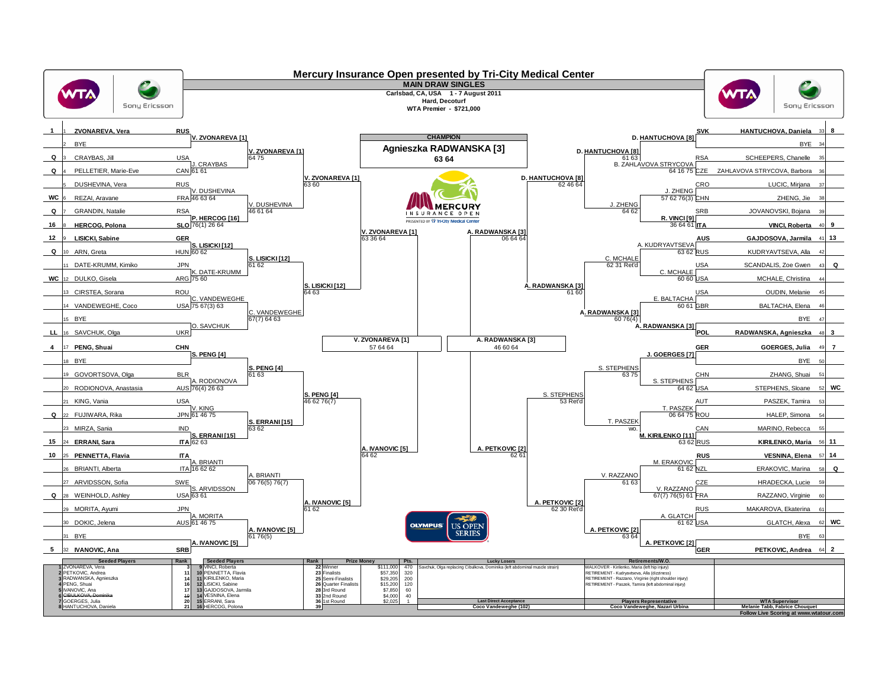# Mercury Insurance Open presented by Tri-City Medical Center

**MAIN DRAW SINGLES**

Carlsbad, CA, USA 1 - 7 August 2011
Hard, Decoturf
WTA Premier - $721,000

## CHAMPION

**Agnieszka RADWANSKA [3]**
**63 64**

## Final

V. ZVONAREVA [1] vs A. RADWANSKA [3] — A. RADWANSKA [3] 63 64

## Semifinals

- V. ZVONAREVA [1] d. S. PENG [4] 57 64 64
- A. RADWANSKA [3] d. A. PETKOVIC [2] 46 60 64

## Top Half (Draw positions 1–32)

| Seed | No. | Player | Country | 1st Round | 2nd Round | Quarterfinals | Semifinals |
|---|---|---|---|---|---|---|---|
| 1 | 1 | ZVONAREVA, Vera | RUS | V. ZVONAREVA [1] | V. ZVONAREVA [1] 64 75 | V. ZVONAREVA [1] 63 60 | V. ZVONAREVA [1] 63 36 64 |
| | 2 | BYE | | | | | |
| Q | 3 | CRAYBAS, Jill | USA | J. CRAYBAS 61 61 | | | |
| Q | 4 | PELLETIER, Marie-Eve | CAN | | | | |
| | 5 | DUSHEVINA, Vera | RUS | V. DUSHEVINA 46 63 64 | V. DUSHEVINA 46 61 64 | | |
| WC | 6 | REZAI, Aravane | FRA | | | | |
| Q | 7 | GRANDIN, Natalie | RSA | P. HERCOG [16] 76(1) 26 64 | | | |
| 16 | 8 | HERCOG, Polona | SLO | | | | |
| 12 | 9 | LISICKI, Sabine | GER | S. LISICKI [12] 60 62 | S. LISICKI [12] 61 62 | S. LISICKI [12] 64 63 | |
| Q | 10 | ARN, Greta | HUN | | | | |
| | 11 | DATE-KRUMM, Kimiko | JPN | K. DATE-KRUMM 75 60 | | | |
| WC | 12 | DULKO, Gisela | ARG | | | | |
| | 13 | CIRSTEA, Sorana | ROU | C. VANDEWEGHE 75 67(3) 63 | C. VANDEWEGHE 67(7) 64 63 | | |
| | 14 | VANDEWEGHE, Coco | USA | | | | |
| | 15 | BYE | | O. SAVCHUK | | | |
| LL | 16 | SAVCHUK, Olga | UKR | | | | |
| 4 | 17 | PENG, Shuai | CHN | S. PENG [4] | S. PENG [4] 61 63 | S. PENG [4] 46 62 76(7) | A. IVANOVIC [5] 64 62 |
| | 18 | BYE | | | | | |
| | 19 | GOVORTSOVA, Olga | BLR | A. RODIONOVA 76(4) 26 63 | | | |
| | 20 | RODIONOVA, Anastasia | AUS | | | | |
| | 21 | KING, Vania | USA | V. KING 61 46 75 | S. ERRANI [15] 63 62 | | |
| Q | 22 | FUJIWARA, Rika | JPN | | | | |
| | 23 | MIRZA, Sania | IND | S. ERRANI [15] 62 63 | | | |
| 15 | 24 | ERRANI, Sara | ITA | | | | |
| 10 | 25 | PENNETTA, Flavia | ITA | A. BRIANTI 16 62 62 | A. BRIANTI 06 76(5) 76(7) | A. IVANOVIC [5] 61 62 | |
| | 26 | BRIANTI, Alberta | ITA | | | | |
| | 27 | ARVIDSSON, Sofia | SWE | S. ARVIDSSON 63 61 | | | |
| Q | 28 | WEINHOLD, Ashley | USA | | | | |
| | 29 | MORITA, Ayumi | JPN | A. MORITA 61 46 75 | A. IVANOVIC [5] 61 76(5) | | |
| | 30 | DOKIC, Jelena | AUS | | | | |
| | 31 | BYE | | A. IVANOVIC [5] | | | |
| 5 | 32 | IVANOVIC, Ana | SRB | | | | |

## Bottom Half (Draw positions 33–64)

| Seed | No. | Player | Country | 1st Round | 2nd Round | Quarterfinals | Semifinals |
|---|---|---|---|---|---|---|---|
| 8 | 33 | HANTUCHOVA, Daniela | SVK | D. HANTUCHOVA [8] | D. HANTUCHOVA [8] 61 63 | D. HANTUCHOVA [8] 62 46 64 | A. RADWANSKA [3] 06 64 64 |
| | 34 | BYE | | | | | |
| | 35 | SCHEEPERS, Chanelle | RSA | B. ZAHLAVOVA STRYCOVA 64 16 75 | | | |
| | 36 | ZAHLAVOVA STRYCOVA, Barbora | CZE | | | | |
| | 37 | LUCIC, Mirjana | CRO | J. ZHENG 57 62 76(3) | J. ZHENG 64 62 | | |
| | 38 | ZHENG, Jie | CHN | | | | |
| | 39 | JOVANOVSKI, Bojana | SRB | R. VINCI [9] 36 64 61 | | | |
| 9 | 40 | VINCI, Roberta | ITA | | | | |
| 13 | 41 | GAJDOSOVA, Jarmila | AUS | A. KUDRYAVTSEVA 63 62 | C. MCHALE 62 31 Ret'd | A. RADWANSKA [3] 61 60 | |
| | 42 | KUDRYAVTSEVA, Alla | RUS | | | | |
| Q | 43 | SCANDALIS, Zoe Gwen | USA | C. MCHALE 60 60 | | | |
| | 44 | MCHALE, Christina | USA | | | | |
| | 45 | OUDIN, Melanie | USA | E. BALTACHA 60 61 | A. RADWANSKA [3] 60 76(4) | | |
| | 46 | BALTACHA, Elena | GBR | | | | |
| | 47 | BYE | | A. RADWANSKA [3] | | | |
| 3 | 48 | RADWANSKA, Agnieszka | POL | | | | |
| 7 | 49 | GOERGES, Julia | GER | J. GOERGES [7] | S. STEPHENS 63 75 | S. STEPHENS 53 Ret'd | A. PETKOVIC [2] 62 61 |
| | 50 | BYE | | | | | |
| | 51 | ZHANG, Shuai | CHN | S. STEPHENS 64 62 | | | |
| WC | 52 | STEPHENS, Sloane | USA | | | | |
| | 53 | PASZEK, Tamira | AUT | T. PASZEK 06 64 75 | T. PASZEK wo. | | |
| | 54 | HALEP, Simona | ROU | | | | |
| | 55 | MARINO, Rebecca | CAN | M. KIRILENKO [11] 63 62 | | | |
| 11 | 56 | KIRILENKO, Maria | RUS | | | | |
| 14 | 57 | VESNINA, Elena | RUS | M. ERAKOVIC 61 62 | V. RAZZANO 61 63 | A. PETKOVIC [2] 62 30 Ret'd | |
| Q | 58 | ERAKOVIC, Marina | NZL | | | | |
| | 59 | HRADECKA, Lucie | CZE | V. RAZZANO 67(7) 76(5) 61 | | | |
| | 60 | RAZZANO, Virginie | FRA | | | | |
| | 61 | MAKAROVA, Ekaterina | RUS | A. GLATCH 61 62 | A. PETKOVIC [2] 63 64 | | |
| WC | 62 | GLATCH, Alexa | USA | | | | |
| | 63 | BYE | | A. PETKOVIC [2] | | | |
| 2 | 64 | PETKOVIC, Andrea | GER | | | | |

## Seeded Players

| Seed | Player | Rank | Seed | Player | Rank |
|---|---|---|---|---|---|
| 1 | ZVONAREVA, Vera | 3 | 9 | VINCI, Roberta | 22 |
| 2 | PETKOVIC, Andrea | 11 | 10 | PENNETTA, Flavia | 23 |
| 3 | RADWANSKA, Agnieszka | 14 | 11 | KIRILENKO, Maria | 25 |
| 4 | PENG, Shuai | 16 | 12 | LISICKI, Sabine | 26 |
| 5 | IVANOVIC, Ana | 17 | 13 | GAJDOSOVA, Jarmila | 28 |
| 6 | ~~CIBULKOVA, Dominika~~ | ~~19~~ | 14 | VESNINA, Elena | 33 |
| 7 | GOERGES, Julia | 20 | 15 | ERRANI, Sara | 36 |
| 8 | HANTUCHOVA, Daniela | 21 | 16 | HERCOG, Polona | 39 |

## Prize Money

| Round | Prize Money | Pts. |
|---|---|---|
| Winner | $111,000 | 470 |
| Finalists | $57,350 | 320 |
| Semi-Finalists | $29,205 | 200 |
| Quarter Finalists | $15,200 | 120 |
| 3rd Round | $7,850 | 60 |
| 2nd Round | $4,000 | 40 |
| 1st Round | $2,025 | 1 |

## Lucky Losers

Savchuk, Olga replacing Cibulkova, Dominika (left abdominal muscle strain)

## Retirements/W.O.

- WALKOVER - Kirilenko, Maria (left hip injury)
- RETIREMENT - Kudryavtseva, Alla (dizziness)
- RETIREMENT - Razzano, Virginie (right shoulder injury)
- RETIREMENT - Paszek, Tamira (left abdominal injury)

| Last Direct Acceptance | Players Representative | WTA Supervisor |
|---|---|---|
| Coco Vandeweghe (102) | Coco Vandeweghe, Nazari Urbina | Melanie Tabb, Fabrice Chouquet |

Follow Live Scoring at www.wtatour.com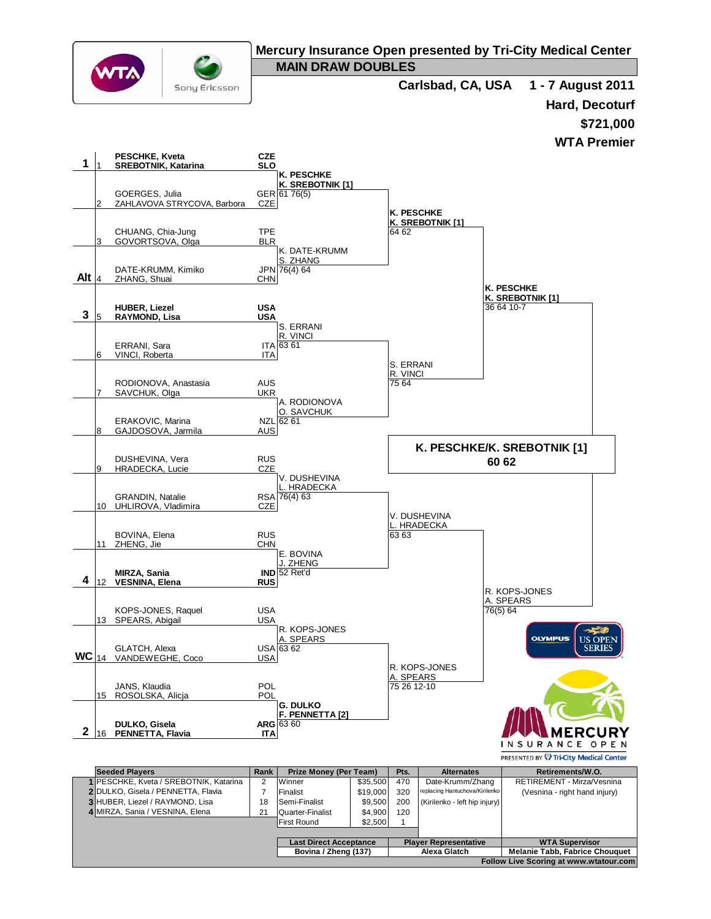# Mercury Insurance Open presented by Tri-City Medical Center

## MAIN DRAW DOUBLES

**Carlsbad, CA, USA** **1 - 7 August 2011**

**Hard, Decoturf**

**$721,000**

**WTA Premier**

| Seed | # | Players | Country | Round 1 | Quarterfinals | Semifinals | Final |
|---|---|---|---|---|---|---|---|
| 1 | 1 | **PESCHKE, Kveta / SREBOTNIK, Katarina** | CZE / SLO | **K. PESCHKE / K. SREBOTNIK [1]** 61 76(5) | **K. PESCHKE / K. SREBOTNIK [1]** 64 62 | **K. PESCHKE / K. SREBOTNIK [1]** 36 64 10-7 | **K. PESCHKE/K. SREBOTNIK [1]** 60 62 |
| | 2 | GOERGES, Julia / ZAHLAVOVA STRYCOVA, Barbora | GER / CZE | | | | |
| | 3 | CHUANG, Chia-Jung / GOVORTSOVA, Olga | TPE / BLR | K. DATE-KRUMM / S. ZHANG 76(4) 64 | | | |
| Alt | 4 | DATE-KRUMM, Kimiko / ZHANG, Shuai | JPN / CHN | | | | |
| 3 | 5 | **HUBER, Liezel / RAYMOND, Lisa** | USA / USA | S. ERRANI / R. VINCI 63 61 | S. ERRANI / R. VINCI 75 64 | | |
| | 6 | ERRANI, Sara / VINCI, Roberta | ITA / ITA | | | | |
| | 7 | RODIONOVA, Anastasia / SAVCHUK, Olga | AUS / UKR | A. RODIONOVA / O. SAVCHUK 62 61 | | | |
| | 8 | ERAKOVIC, Marina / GAJDOSOVA, Jarmila | NZL / AUS | | | | |
| | 9 | DUSHEVINA, Vera / HRADECKA, Lucie | RUS / CZE | V. DUSHEVINA / L. HRADECKA 76(4) 63 | V. DUSHEVINA / L. HRADECKA 63 63 | R. KOPS-JONES / A. SPEARS 76(5) 64 | |
| | 10 | GRANDIN, Natalie / UHLIROVA, Vladimira | RSA / CZE | | | | |
| | 11 | BOVINA, Elena / ZHENG, Jie | RUS / CHN | E. BOVINA / J. ZHENG 52 Ret'd | | | |
| 4 | 12 | **MIRZA, Sania / VESNINA, Elena** | IND / RUS | | | | |
| | 13 | KOPS-JONES, Raquel / SPEARS, Abigail | USA / USA | R. KOPS-JONES / A. SPEARS 63 62 | R. KOPS-JONES / A. SPEARS 75 26 12-10 | | |
| WC | 14 | GLATCH, Alexa / VANDEWEGHE, Coco | USA / USA | | | | |
| | 15 | JANS, Klaudia / ROSOLSKA, Alicja | POL / POL | **G. DULKO / F. PENNETTA [2]** 63 60 | | | |
| 2 | 16 | **DULKO, Gisela / PENNETTA, Flavia** | ARG / ITA | | | | |

| Seeded Players | Rank | Prize Money (Per Team) | | Pts. | Alternates | Retirements/W.O. |
|---|---|---|---|---|---|---|
| 1 PESCHKE, Kveta / SREBOTNIK, Katarina | 2 | Winner | $35,500 | 470 | Date-Krumm/Zhang | RETIREMENT - Mirza/Vesnina |
| 2 DULKO, Gisela / PENNETTA, Flavia | 7 | Finalist | $19,000 | 320 | replacing Hantuchova/Kirilenko | (Vesnina - right hand injury) |
| 3 HUBER, Liezel / RAYMOND, Lisa | 18 | Semi-Finalist | $9,500 | 200 | (Kirilenko - left hip injury) | |
| 4 MIRZA, Sania / VESNINA, Elena | 21 | Quarter-Finalist | $4,900 | 120 | | |
| | | First Round | $2,500 | 1 | | |

| Last Direct Acceptance | Player Representative | WTA Supervisor |
|---|---|---|
| Bovina / Zheng (137) | Alexa Glatch | Melanie Tabb, Fabrice Chouquet |

Follow Live Scoring at www.wtatour.com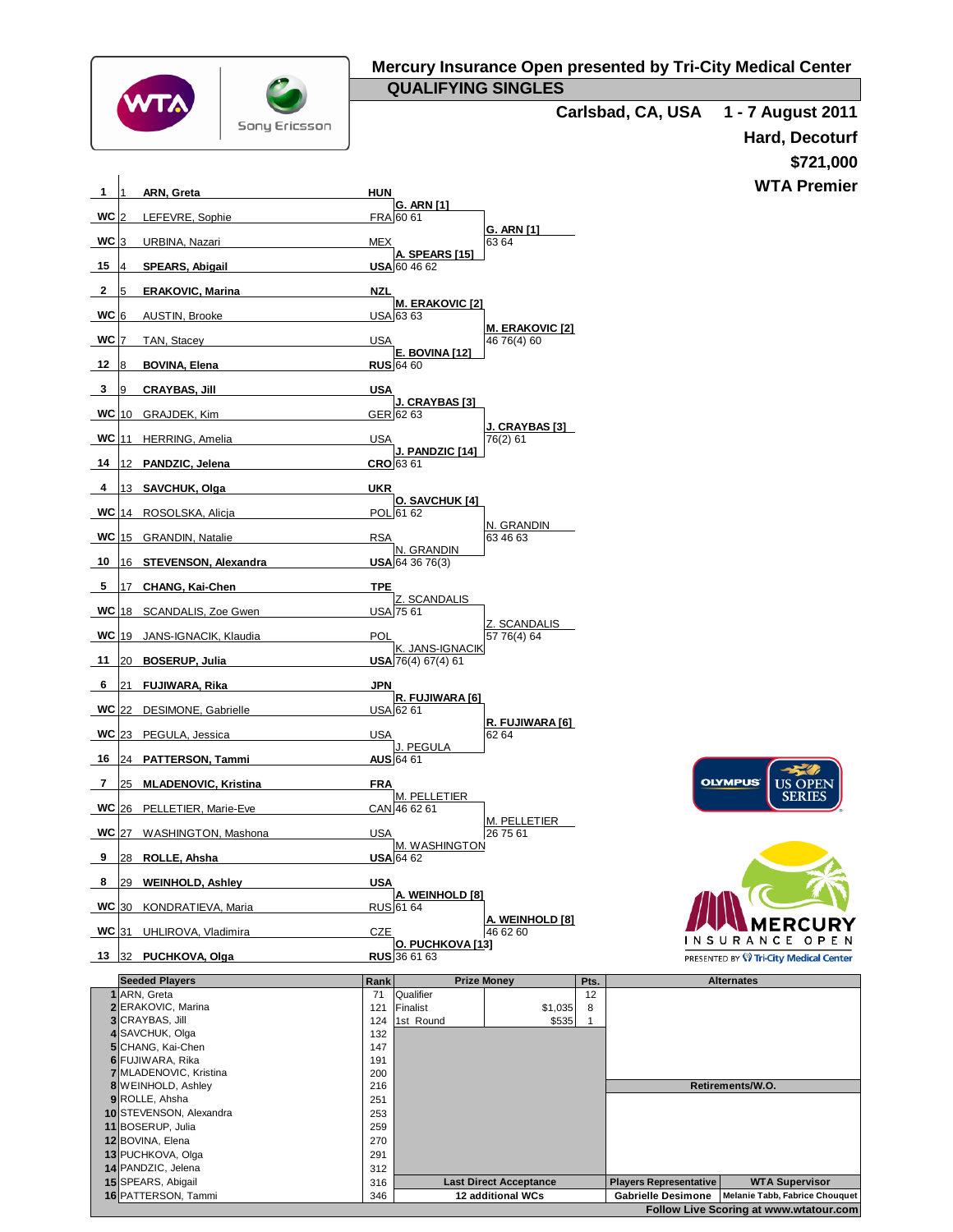# Mercury Insurance Open presented by Tri-City Medical Center

## QUALIFYING SINGLES

**Carlsbad, CA, USA** **1 - 7 August 2011**

**Hard, Decoturf**

**$721,000**

**WTA Premier**

| Seed | # | Player | Nat | Round 1 | Qualifying Round |
|---|---|---|---|---|---|
| 1 | 1 | **ARN, Greta** | **HUN** | **G. ARN [1]** | **G. ARN [1]** |
| WC | 2 | LEFEVRE, Sophie | FRA | 60 61 | 63 64 |
| WC | 3 | URBINA, Nazari | MEX | **A. SPEARS [15]** | |
| 15 | 4 | **SPEARS, Abigail** | **USA** | 60 46 62 | |
| 2 | 5 | **ERAKOVIC, Marina** | **NZL** | **M. ERAKOVIC [2]** | **M. ERAKOVIC [2]** |
| WC | 6 | AUSTIN, Brooke | USA | 63 63 | 46 76(4) 60 |
| WC | 7 | TAN, Stacey | USA | **E. BOVINA [12]** | |
| 12 | 8 | **BOVINA, Elena** | **RUS** | 64 60 | |
| 3 | 9 | **CRAYBAS, Jill** | **USA** | **J. CRAYBAS [3]** | **J. CRAYBAS [3]** |
| WC | 10 | GRAJDEK, Kim | GER | 62 63 | 76(2) 61 |
| WC | 11 | HERRING, Amelia | USA | **J. PANDZIC [14]** | |
| 14 | 12 | **PANDZIC, Jelena** | **CRO** | 63 61 | |
| 4 | 13 | **SAVCHUK, Olga** | **UKR** | **O. SAVCHUK [4]** | N. GRANDIN |
| WC | 14 | ROSOLSKA, Alicja | POL | 61 62 | 63 46 63 |
| WC | 15 | GRANDIN, Natalie | RSA | N. GRANDIN | |
| 10 | 16 | **STEVENSON, Alexandra** | **USA** | 64 36 76(3) | |
| 5 | 17 | **CHANG, Kai-Chen** | **TPE** | Z. SCANDALIS | Z. SCANDALIS |
| WC | 18 | SCANDALIS, Zoe Gwen | USA | 75 61 | 57 76(4) 64 |
| WC | 19 | JANS-IGNACIK, Klaudia | POL | K. JANS-IGNACIK | |
| 11 | 20 | **BOSERUP, Julia** | **USA** | 76(4) 67(4) 61 | |
| 6 | 21 | **FUJIWARA, Rika** | **JPN** | **R. FUJIWARA [6]** | **R. FUJIWARA [6]** |
| WC | 22 | DESIMONE, Gabrielle | USA | 62 61 | 62 64 |
| WC | 23 | PEGULA, Jessica | USA | J. PEGULA | |
| 16 | 24 | **PATTERSON, Tammi** | **AUS** | 64 61 | |
| 7 | 25 | **MLADENOVIC, Kristina** | **FRA** | M. PELLETIER | M. PELLETIER |
| WC | 26 | PELLETIER, Marie-Eve | CAN | 46 62 61 | 26 75 61 |
| WC | 27 | WASHINGTON, Mashona | USA | M. WASHINGTON | |
| 9 | 28 | **ROLLE, Ahsha** | **USA** | 64 62 | |
| 8 | 29 | **WEINHOLD, Ashley** | **USA** | **A. WEINHOLD [8]** | **A. WEINHOLD [8]** |
| WC | 30 | KONDRATIEVA, Maria | RUS | 61 64 | 46 62 60 |
| WC | 31 | UHLIROVA, Vladimira | CZE | **O. PUCHKOVA [13]** | |
| 13 | 32 | **PUCHKOVA, Olga** | **RUS** | 36 61 63 | |

| # | Seeded Players | Rank |
|---|---|---|
| 1 | ARN, Greta | 71 |
| 2 | ERAKOVIC, Marina | 121 |
| 3 | CRAYBAS, Jill | 124 |
| 4 | SAVCHUK, Olga | 132 |
| 5 | CHANG, Kai-Chen | 147 |
| 6 | FUJIWARA, Rika | 191 |
| 7 | MLADENOVIC, Kristina | 200 |
| 8 | WEINHOLD, Ashley | 216 |
| 9 | ROLLE, Ahsha | 251 |
| 10 | STEVENSON, Alexandra | 253 |
| 11 | BOSERUP, Julia | 259 |
| 12 | BOVINA, Elena | 270 |
| 13 | PUCHKOVA, Olga | 291 |
| 14 | PANDZIC, Jelena | 312 |
| 15 | SPEARS, Abigail | 316 |
| 16 | PATTERSON, Tammi | 346 |

| Prize Money | | Pts. |
|---|---|---|
| Qualifier | | 12 |
| Finalist | $1,035 | 8 |
| 1st Round | $535 | 1 |

**Alternates**

**Retirements/W.O.**

**Last Direct Acceptance**: 12 additional WCs

**Players Representative**: Gabrielle Desimone

**WTA Supervisor**: Melanie Tabb, Fabrice Chouquet

**Follow Live Scoring at www.wtatour.com**